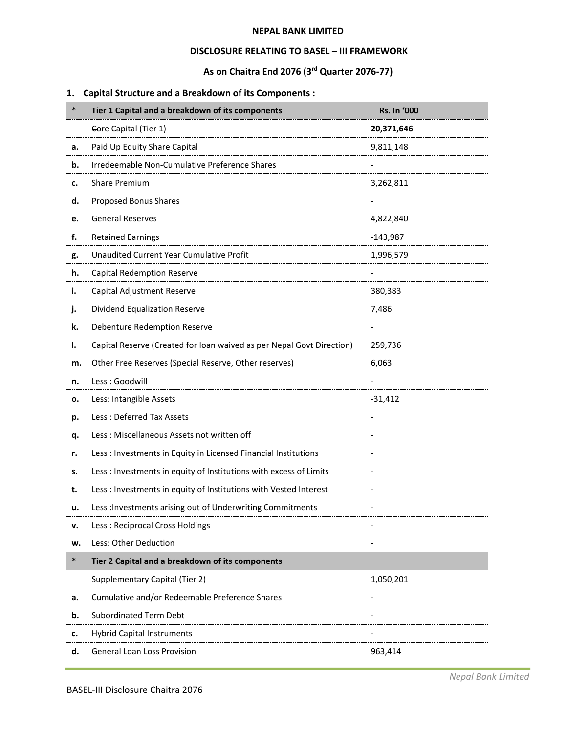**NEPAL BANK LIMITED**

**DISCLOSURE RELATING TO BASEL – III FRAMEWORK**

**As on Chaitra End 2076 (3rd Quarter 2076-77)**

## 1. Capital Structure and a Breakdown of its Components :

| * | Tier 1 Capital and a breakdown of its components | Rs. In '000 |
|---|---|---|
| | Core Capital (Tier 1) | **20,371,646** |
| **a.** | Paid Up Equity Share Capital | 9,811,148 |
| **b.** | Irredeemable Non-Cumulative Preference Shares | - |
| **c.** | Share Premium | 3,262,811 |
| **d.** | Proposed Bonus Shares | - |
| **e.** | General Reserves | 4,822,840 |
| **f.** | Retained Earnings | -143,987 |
| **g.** | Unaudited Current Year Cumulative Profit | 1,996,579 |
| **h.** | Capital Redemption Reserve | - |
| **i.** | Capital Adjustment Reserve | 380,383 |
| **j.** | Dividend Equalization Reserve | 7,486 |
| **k.** | Debenture Redemption Reserve | - |
| **l.** | Capital Reserve (Created for loan waived as per Nepal Govt Direction) | 259,736 |
| **m.** | Other Free Reserves (Special Reserve, Other reserves) | 6,063 |
| **n.** | Less : Goodwill | - |
| **o.** | Less: Intangible Assets | -31,412 |
| **p.** | Less : Deferred Tax Assets | - |
| **q.** | Less : Miscellaneous Assets not written off | - |
| **r.** | Less : Investments in Equity in Licensed Financial Institutions | - |
| **s.** | Less : Investments in equity of Institutions with excess of Limits | - |
| **t.** | Less : Investments in equity of Institutions with Vested Interest | - |
| **u.** | Less :Investments arising out of Underwriting Commitments | - |
| **v.** | Less : Reciprocal Cross Holdings | - |
| **w.** | Less: Other Deduction | - |
| * | **Tier 2 Capital and a breakdown of its components** | |
| | Supplementary Capital (Tier 2) | 1,050,201 |
| **a.** | Cumulative and/or Redeemable Preference Shares | - |
| **b.** | Subordinated Term Debt | - |
| **c.** | Hybrid Capital Instruments | - |
| **d.** | General Loan Loss Provision | 963,414 |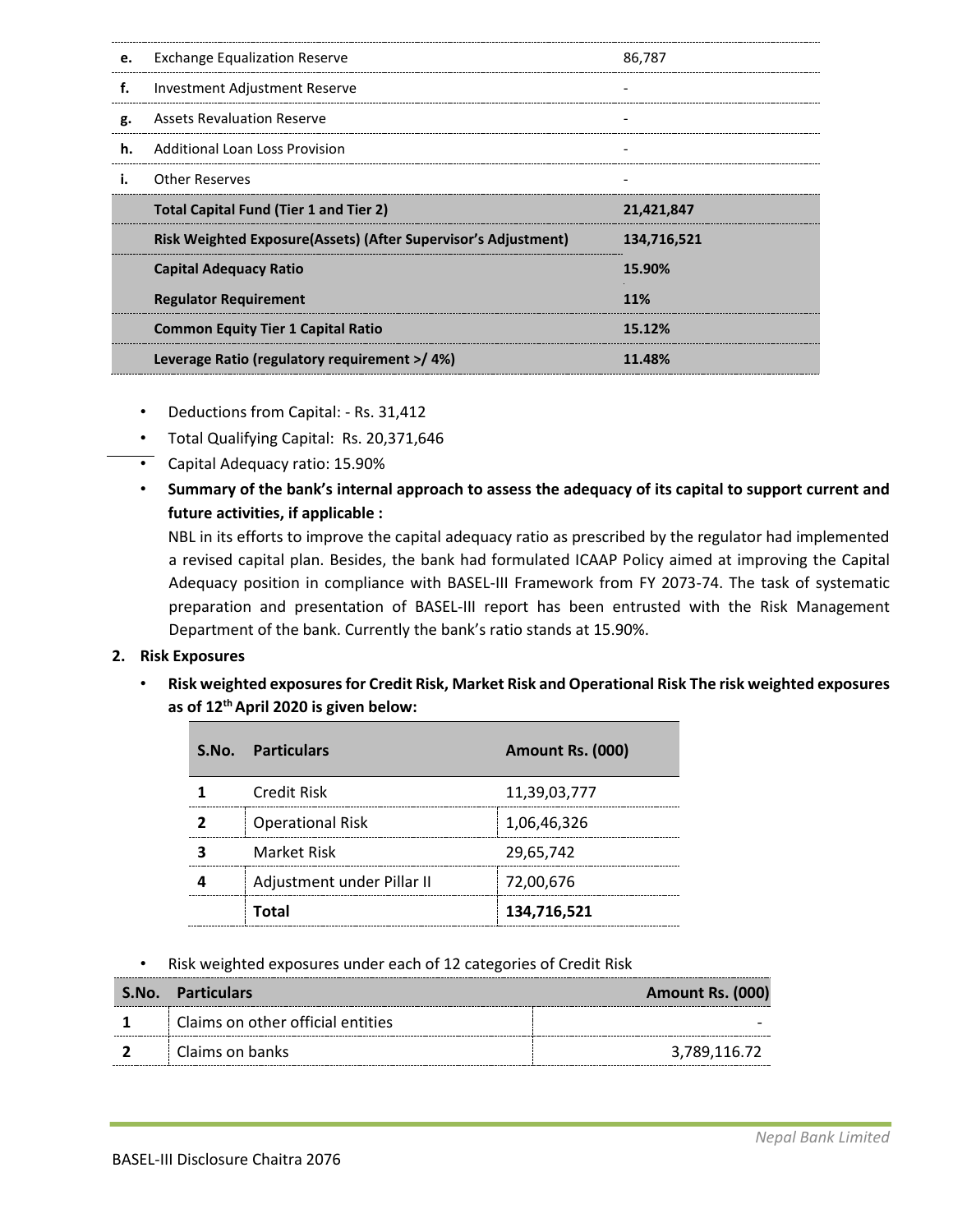| | | |
|---|---|---|
| **e.** | Exchange Equalization Reserve | 86,787 |
| **f.** | Investment Adjustment Reserve | - |
| **g.** | Assets Revaluation Reserve | - |
| **h.** | Additional Loan Loss Provision | - |
| **i.** | Other Reserves | - |
| | **Total Capital Fund (Tier 1 and Tier 2)** | **21,421,847** |
| | **Risk Weighted Exposure(Assets) (After Supervisor's Adjustment)** | **134,716,521** |
| | **Capital Adequacy Ratio** | **15.90%** |
| | **Regulator Requirement** | **11%** |
| | **Common Equity Tier 1 Capital Ratio** | **15.12%** |
| | **Leverage Ratio (regulatory requirement >/ 4%)** | **11.48%** |

- Deductions from Capital: - Rs. 31,412
- Total Qualifying Capital: Rs. 20,371,646
- Capital Adequacy ratio: 15.90%
- **Summary of the bank's internal approach to assess the adequacy of its capital to support current and future activities, if applicable :**

  NBL in its efforts to improve the capital adequacy ratio as prescribed by the regulator had implemented a revised capital plan. Besides, the bank had formulated ICAAP Policy aimed at improving the Capital Adequacy position in compliance with BASEL-III Framework from FY 2073-74. The task of systematic preparation and presentation of BASEL-III report has been entrusted with the Risk Management Department of the bank. Currently the bank's ratio stands at 15.90%.

## 2. Risk Exposures

- **Risk weighted exposures for Credit Risk, Market Risk and Operational Risk The risk weighted exposures as of 12th April 2020 is given below:**

| S.No. | Particulars | Amount Rs. (000) |
|---|---|---|
| 1 | Credit Risk | 11,39,03,777 |
| 2 | Operational Risk | 1,06,46,326 |
| 3 | Market Risk | 29,65,742 |
| 4 | Adjustment under Pillar II | 72,00,676 |
| | **Total** | **134,716,521** |

- Risk weighted exposures under each of 12 categories of Credit Risk

| S.No. | Particulars | Amount Rs. (000) |
|---|---|---|
| 1 | Claims on other official entities | - |
| 2 | Claims on banks | 3,789,116.72 |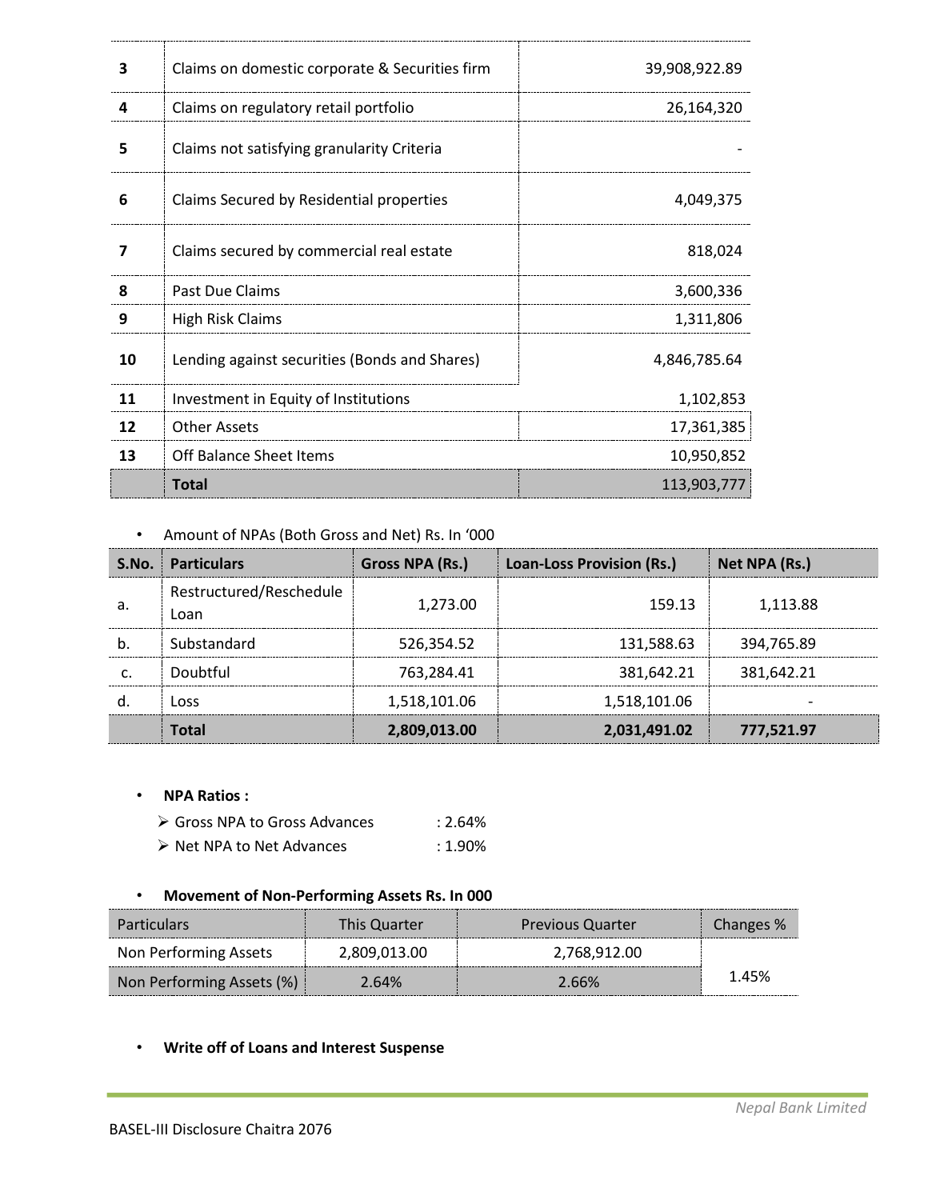| | | |
|---|---|---|
| **3** | Claims on domestic corporate & Securities firm | 39,908,922.89 |
| **4** | Claims on regulatory retail portfolio | 26,164,320 |
| **5** | Claims not satisfying granularity Criteria | - |
| **6** | Claims Secured by Residential properties | 4,049,375 |
| **7** | Claims secured by commercial real estate | 818,024 |
| **8** | Past Due Claims | 3,600,336 |
| **9** | High Risk Claims | 1,311,806 |
| **10** | Lending against securities (Bonds and Shares) | 4,846,785.64 |
| **11** | Investment in Equity of Institutions | 1,102,853 |
| **12** | Other Assets | 17,361,385 |
| **13** | Off Balance Sheet Items | 10,950,852 |
| | **Total** | 113,903,777 |

- Amount of NPAs (Both Gross and Net) Rs. In '000

| S.No. | Particulars | Gross NPA (Rs.) | Loan-Loss Provision (Rs.) | Net NPA (Rs.) |
|---|---|---|---|---|
| a. | Restructured/Reschedule Loan | 1,273.00 | 159.13 | 1,113.88 |
| b. | Substandard | 526,354.52 | 131,588.63 | 394,765.89 |
| c. | Doubtful | 763,284.41 | 381,642.21 | 381,642.21 |
| d. | Loss | 1,518,101.06 | 1,518,101.06 | - |
| | **Total** | **2,809,013.00** | **2,031,491.02** | **777,521.97** |

- **NPA Ratios :**
  - Gross NPA to Gross Advances : 2.64%
  - Net NPA to Net Advances : 1.90%

- **Movement of Non-Performing Assets Rs. In 000**

| Particulars | This Quarter | Previous Quarter | Changes % |
|---|---|---|---|
| Non Performing Assets | 2,809,013.00 | 2,768,912.00 | 1.45% |
| Non Performing Assets (%) | 2.64% | 2.66% | |

- **Write off of Loans and Interest Suspense**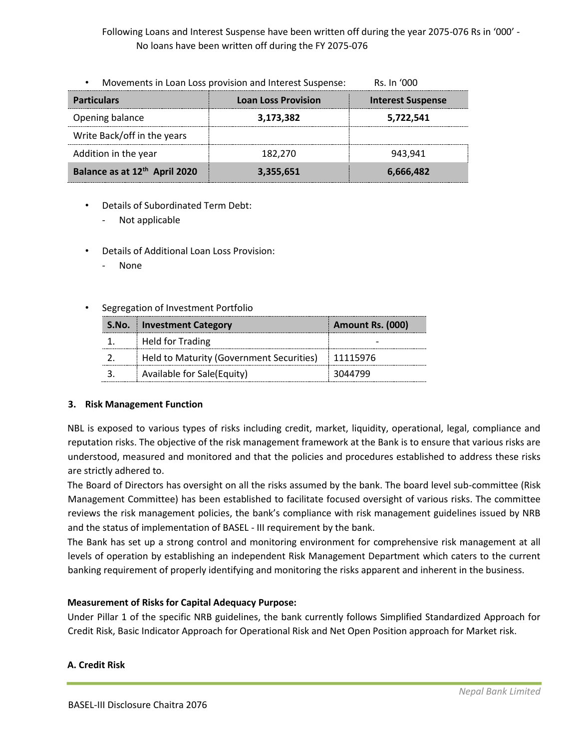Following Loans and Interest Suspense have been written off during the year 2075-076 Rs in '000' - No loans have been written off during the FY 2075-076

- Movements in Loan Loss provision and Interest Suspense: Rs. In '000

| Particulars | Loan Loss Provision | Interest Suspense |
|---|---|---|
| Opening balance | **3,173,382** | **5,722,541** |
| Write Back/off in the years | | |
| Addition in the year | 182,270 | 943,941 |
| **Balance as at 12th April 2020** | **3,355,651** | **6,666,482** |

- Details of Subordinated Term Debt:
  - Not applicable

- Details of Additional Loan Loss Provision:
  - None

- Segregation of Investment Portfolio

| S.No. | Investment Category | Amount Rs. (000) |
|---|---|---|
| 1. | Held for Trading | - |
| 2. | Held to Maturity (Government Securities) | 11115976 |
| 3. | Available for Sale(Equity) | 3044799 |

### 3. Risk Management Function

NBL is exposed to various types of risks including credit, market, liquidity, operational, legal, compliance and reputation risks. The objective of the risk management framework at the Bank is to ensure that various risks are understood, measured and monitored and that the policies and procedures established to address these risks are strictly adhered to.

The Board of Directors has oversight on all the risks assumed by the bank. The board level sub-committee (Risk Management Committee) has been established to facilitate focused oversight of various risks. The committee reviews the risk management policies, the bank's compliance with risk management guidelines issued by NRB and the status of implementation of BASEL - III requirement by the bank.

The Bank has set up a strong control and monitoring environment for comprehensive risk management at all levels of operation by establishing an independent Risk Management Department which caters to the current banking requirement of properly identifying and monitoring the risks apparent and inherent in the business.

**Measurement of Risks for Capital Adequacy Purpose:**

Under Pillar 1 of the specific NRB guidelines, the bank currently follows Simplified Standardized Approach for Credit Risk, Basic Indicator Approach for Operational Risk and Net Open Position approach for Market risk.

**A. Credit Risk**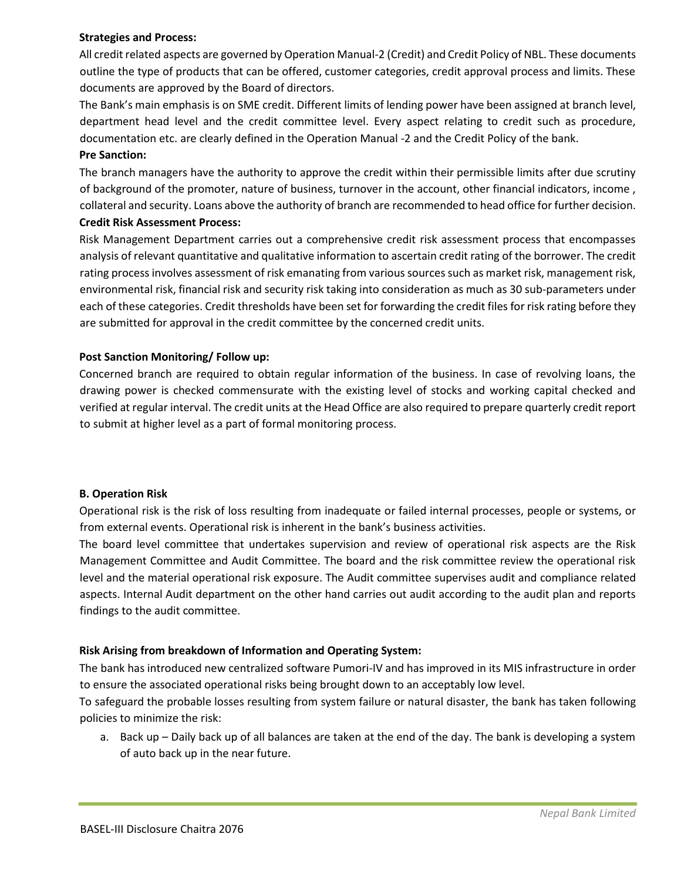**Strategies and Process:**

All credit related aspects are governed by Operation Manual-2 (Credit) and Credit Policy of NBL. These documents outline the type of products that can be offered, customer categories, credit approval process and limits. These documents are approved by the Board of directors.

The Bank's main emphasis is on SME credit. Different limits of lending power have been assigned at branch level, department head level and the credit committee level. Every aspect relating to credit such as procedure, documentation etc. are clearly defined in the Operation Manual -2 and the Credit Policy of the bank.

**Pre Sanction:**

The branch managers have the authority to approve the credit within their permissible limits after due scrutiny of background of the promoter, nature of business, turnover in the account, other financial indicators, income , collateral and security. Loans above the authority of branch are recommended to head office for further decision.

**Credit Risk Assessment Process:**

Risk Management Department carries out a comprehensive credit risk assessment process that encompasses analysis of relevant quantitative and qualitative information to ascertain credit rating of the borrower. The credit rating process involves assessment of risk emanating from various sources such as market risk, management risk, environmental risk, financial risk and security risk taking into consideration as much as 30 sub-parameters under each of these categories. Credit thresholds have been set for forwarding the credit files for risk rating before they are submitted for approval in the credit committee by the concerned credit units.

**Post Sanction Monitoring/ Follow up:**

Concerned branch are required to obtain regular information of the business. In case of revolving loans, the drawing power is checked commensurate with the existing level of stocks and working capital checked and verified at regular interval. The credit units at the Head Office are also required to prepare quarterly credit report to submit at higher level as a part of formal monitoring process.

**B. Operation Risk**

Operational risk is the risk of loss resulting from inadequate or failed internal processes, people or systems, or from external events. Operational risk is inherent in the bank's business activities.

The board level committee that undertakes supervision and review of operational risk aspects are the Risk Management Committee and Audit Committee. The board and the risk committee review the operational risk level and the material operational risk exposure. The Audit committee supervises audit and compliance related aspects. Internal Audit department on the other hand carries out audit according to the audit plan and reports findings to the audit committee.

**Risk Arising from breakdown of Information and Operating System:**

The bank has introduced new centralized software Pumori-IV and has improved in its MIS infrastructure in order to ensure the associated operational risks being brought down to an acceptably low level.

To safeguard the probable losses resulting from system failure or natural disaster, the bank has taken following policies to minimize the risk:

a. Back up – Daily back up of all balances are taken at the end of the day. The bank is developing a system of auto back up in the near future.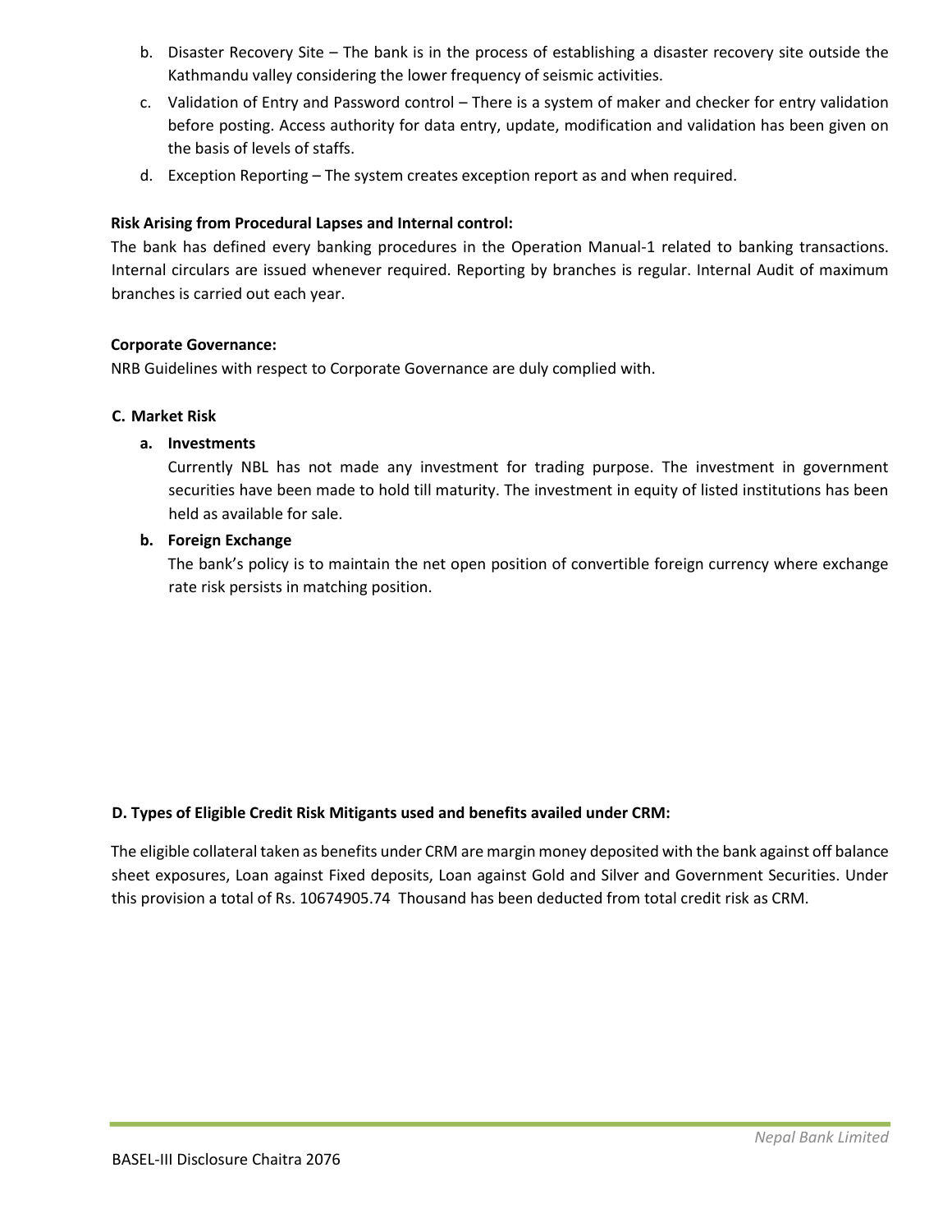b. Disaster Recovery Site – The bank is in the process of establishing a disaster recovery site outside the Kathmandu valley considering the lower frequency of seismic activities.

c. Validation of Entry and Password control – There is a system of maker and checker for entry validation before posting. Access authority for data entry, update, modification and validation has been given on the basis of levels of staffs.

d. Exception Reporting – The system creates exception report as and when required.

**Risk Arising from Procedural Lapses and Internal control:**

The bank has defined every banking procedures in the Operation Manual-1 related to banking transactions. Internal circulars are issued whenever required. Reporting by branches is regular. Internal Audit of maximum branches is carried out each year.

**Corporate Governance:**

NRB Guidelines with respect to Corporate Governance are duly complied with.

**C. Market Risk**

**a. Investments**

Currently NBL has not made any investment for trading purpose. The investment in government securities have been made to hold till maturity. The investment in equity of listed institutions has been held as available for sale.

**b. Foreign Exchange**

The bank's policy is to maintain the net open position of convertible foreign currency where exchange rate risk persists in matching position.

**D. Types of Eligible Credit Risk Mitigants used and benefits availed under CRM:**

The eligible collateral taken as benefits under CRM are margin money deposited with the bank against off balance sheet exposures, Loan against Fixed deposits, Loan against Gold and Silver and Government Securities. Under this provision a total of Rs. 10674905.74 Thousand has been deducted from total credit risk as CRM.